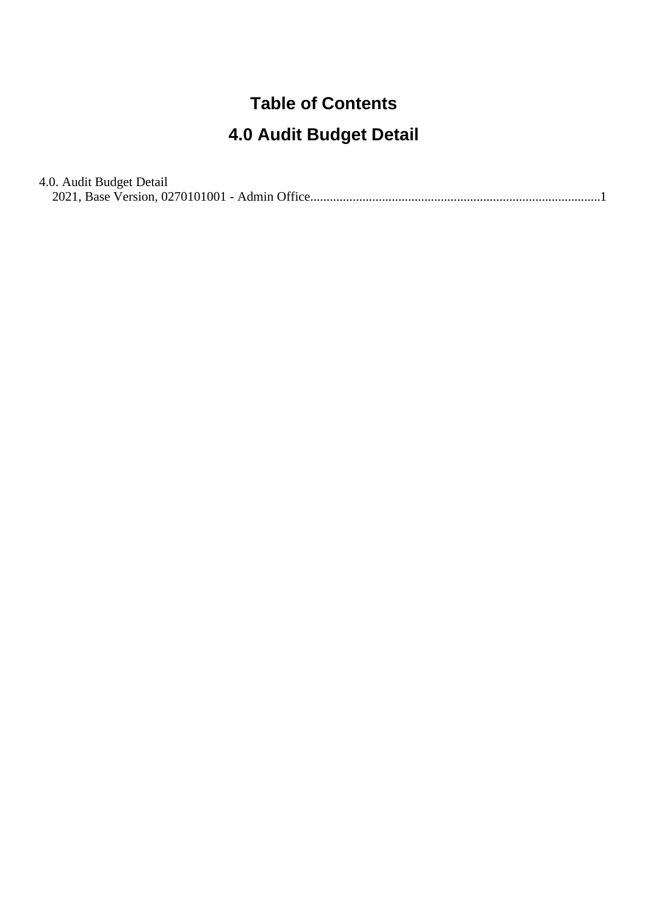# Table of Contents

# 4.0 Audit Budget Detail

4.0. Audit Budget Detail
  2021, Base Version, 0270101001 - Admin Office........................................................................................1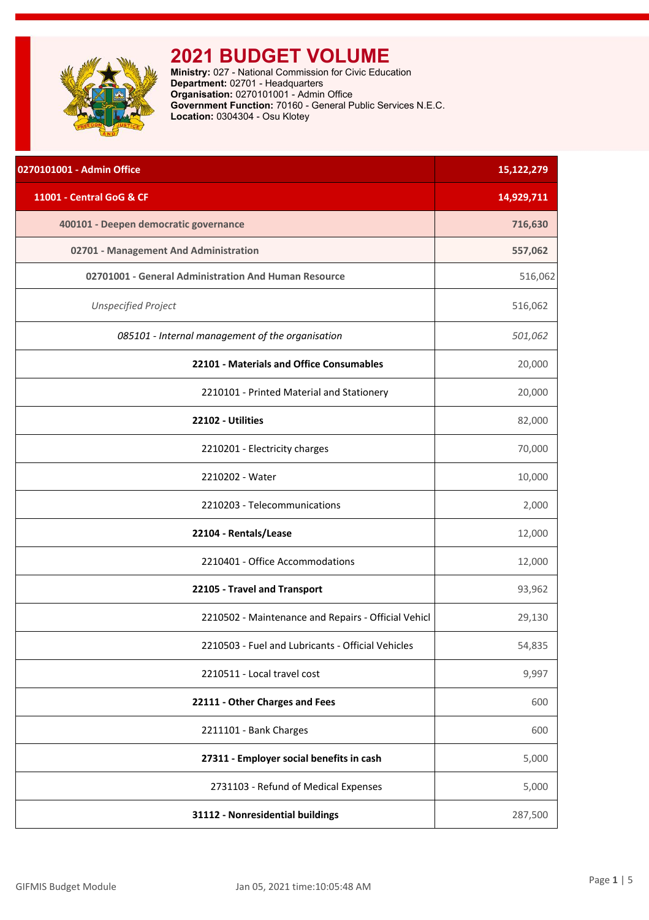# 2021 BUDGET VOLUME

**Ministry:** 027 - National Commission for Civic Education
**Department:** 02701 - Headquarters
**Organisation:** 0270101001 - Admin Office
**Government Function:** 70160 - General Public Services N.E.C.
**Location:** 0304304 - Osu Klotey

| 0270101001 - Admin Office | 15,122,279 |
|---|---|
| 11001 - Central GoG & CF | 14,929,711 |
| 400101 - Deepen democratic governance | 716,630 |
| 02701 - Management And Administration | 557,062 |
| 02701001 - General Administration And Human Resource | 516,062 |
| *Unspecified Project* | 516,062 |
| *085101 - Internal management of the organisation* | *501,062* |
| **22101 - Materials and Office Consumables** | 20,000 |
| 2210101 - Printed Material and Stationery | 20,000 |
| **22102 - Utilities** | 82,000 |
| 2210201 - Electricity charges | 70,000 |
| 2210202 - Water | 10,000 |
| 2210203 - Telecommunications | 2,000 |
| **22104 - Rentals/Lease** | 12,000 |
| 2210401 - Office Accommodations | 12,000 |
| **22105 - Travel and Transport** | 93,962 |
| 2210502 - Maintenance and Repairs - Official Vehicl | 29,130 |
| 2210503 - Fuel and Lubricants - Official Vehicles | 54,835 |
| 2210511 - Local travel cost | 9,997 |
| **22111 - Other Charges and Fees** | 600 |
| 2211101 - Bank Charges | 600 |
| **27311 - Employer social benefits in cash** | 5,000 |
| 2731103 - Refund of Medical Expenses | 5,000 |
| **31112 - Nonresidential buildings** | 287,500 |

GIFMIS Budget Module    Jan 05, 2021 time:10:05:48 AM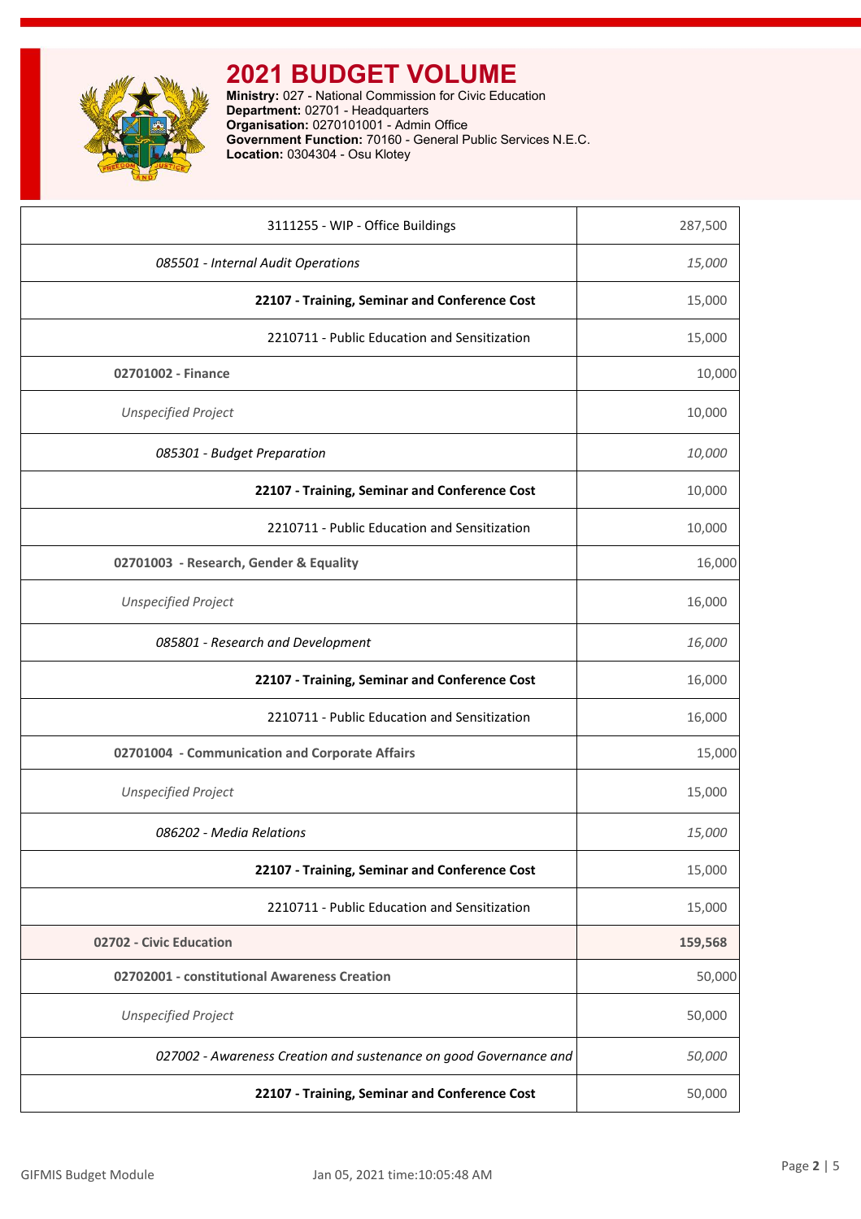# 2021 BUDGET VOLUME

**Ministry:** 027 - National Commission for Civic Education
**Department:** 02701 - Headquarters
**Organisation:** 0270101001 - Admin Office
**Government Function:** 70160 - General Public Services N.E.C.
**Location:** 0304304 - Osu Klotey

| | |
|---|---|
| 3111255 - WIP - Office Buildings | 287,500 |
| *085501 - Internal Audit Operations* | *15,000* |
| **22107 - Training, Seminar and Conference Cost** | 15,000 |
| 2210711 - Public Education and Sensitization | 15,000 |
| **02701002 - Finance** | 10,000 |
| *Unspecified Project* | 10,000 |
| *085301 - Budget Preparation* | *10,000* |
| **22107 - Training, Seminar and Conference Cost** | 10,000 |
| 2210711 - Public Education and Sensitization | 10,000 |
| **02701003 - Research, Gender & Equality** | 16,000 |
| *Unspecified Project* | 16,000 |
| *085801 - Research and Development* | *16,000* |
| **22107 - Training, Seminar and Conference Cost** | 16,000 |
| 2210711 - Public Education and Sensitization | 16,000 |
| **02701004 - Communication and Corporate Affairs** | 15,000 |
| *Unspecified Project* | 15,000 |
| *086202 - Media Relations* | *15,000* |
| **22107 - Training, Seminar and Conference Cost** | 15,000 |
| 2210711 - Public Education and Sensitization | 15,000 |
| **02702 - Civic Education** | **159,568** |
| **02702001 - constitutional Awareness Creation** | 50,000 |
| *Unspecified Project* | 50,000 |
| *027002 - Awareness Creation and sustenance on good Governance and* | *50,000* |
| **22107 - Training, Seminar and Conference Cost** | 50,000 |

GIFMIS Budget Module Jan 05, 2021 time:10:05:48 AM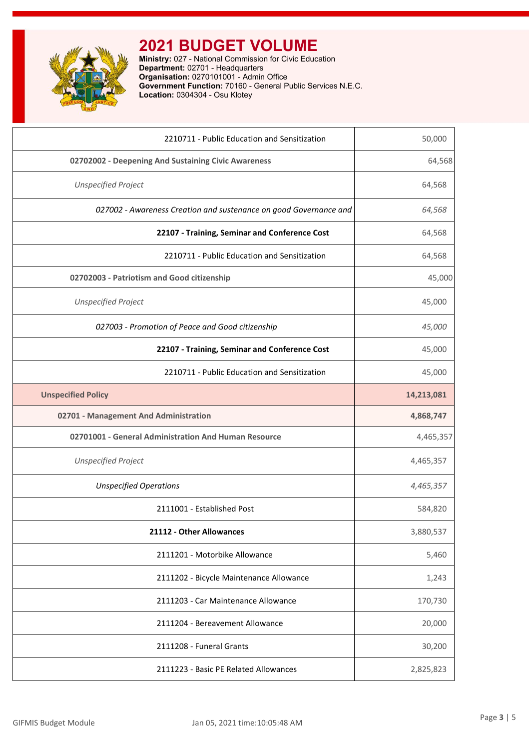# 2021 BUDGET VOLUME

**Ministry:** 027 - National Commission for Civic Education
**Department:** 02701 - Headquarters
**Organisation:** 0270101001 - Admin Office
**Government Function:** 70160 - General Public Services N.E.C.
**Location:** 0304304 - Osu Klotey

| | |
|---|---|
| 2210711 - Public Education and Sensitization | 50,000 |
| **02702002 - Deepening And Sustaining Civic Awareness** | 64,568 |
| *Unspecified Project* | 64,568 |
| *027002 - Awareness Creation and sustenance on good Governance and* | *64,568* |
| **22107 - Training, Seminar and Conference Cost** | 64,568 |
| 2210711 - Public Education and Sensitization | 64,568 |
| **02702003 - Patriotism and Good citizenship** | 45,000 |
| *Unspecified Project* | 45,000 |
| *027003 - Promotion of Peace and Good citizenship* | *45,000* |
| **22107 - Training, Seminar and Conference Cost** | 45,000 |
| 2210711 - Public Education and Sensitization | 45,000 |
| **Unspecified Policy** | **14,213,081** |
| **02701 - Management And Administration** | **4,868,747** |
| **02701001 - General Administration And Human Resource** | 4,465,357 |
| *Unspecified Project* | 4,465,357 |
| *Unspecified Operations* | *4,465,357* |
| 2111001 - Established Post | 584,820 |
| **21112 - Other Allowances** | 3,880,537 |
| 2111201 - Motorbike Allowance | 5,460 |
| 2111202 - Bicycle Maintenance Allowance | 1,243 |
| 2111203 - Car Maintenance Allowance | 170,730 |
| 2111204 - Bereavement Allowance | 20,000 |
| 2111208 - Funeral Grants | 30,200 |
| 2111223 - Basic PE Related Allowances | 2,825,823 |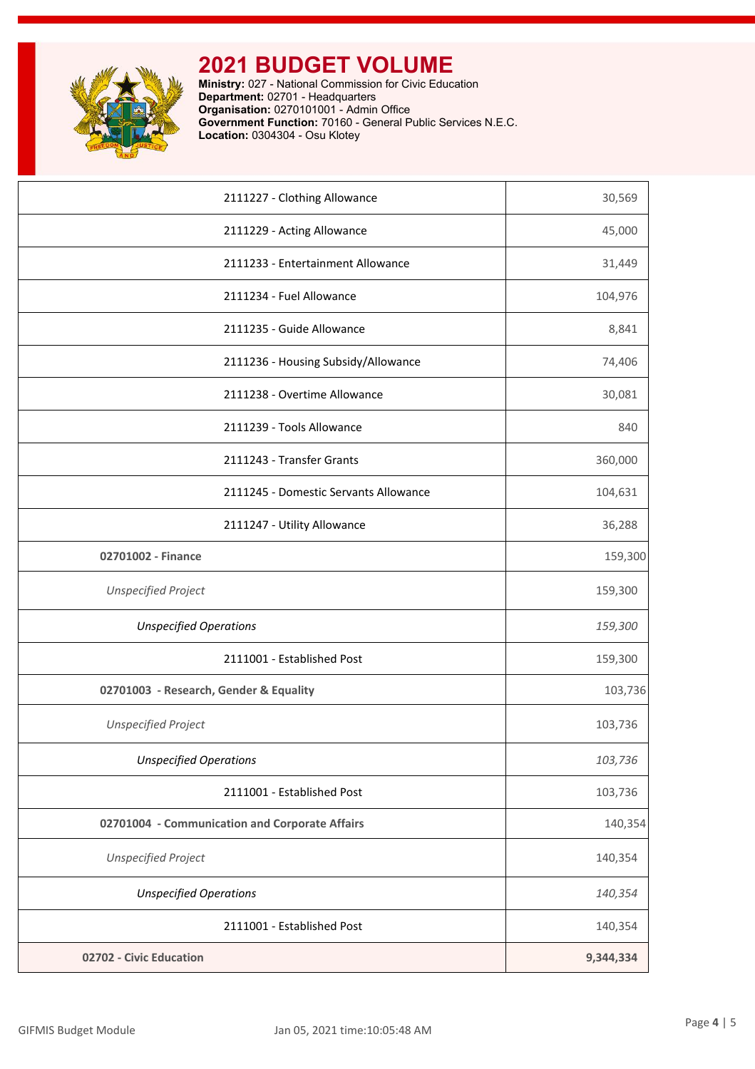# 2021 BUDGET VOLUME

**Ministry:** 027 - National Commission for Civic Education
**Department:** 02701 - Headquarters
**Organisation:** 0270101001 - Admin Office
**Government Function:** 70160 - General Public Services N.E.C.
**Location:** 0304304 - Osu Klotey

| | |
|---|---|
| 2111227 - Clothing Allowance | 30,569 |
| 2111229 - Acting Allowance | 45,000 |
| 2111233 - Entertainment Allowance | 31,449 |
| 2111234 - Fuel Allowance | 104,976 |
| 2111235 - Guide Allowance | 8,841 |
| 2111236 - Housing Subsidy/Allowance | 74,406 |
| 2111238 - Overtime Allowance | 30,081 |
| 2111239 - Tools Allowance | 840 |
| 2111243 - Transfer Grants | 360,000 |
| 2111245 - Domestic Servants Allowance | 104,631 |
| 2111247 - Utility Allowance | 36,288 |
| **02701002 - Finance** | 159,300 |
| *Unspecified Project* | 159,300 |
| *Unspecified Operations* | *159,300* |
| 2111001 - Established Post | 159,300 |
| **02701003 - Research, Gender & Equality** | 103,736 |
| *Unspecified Project* | 103,736 |
| *Unspecified Operations* | *103,736* |
| 2111001 - Established Post | 103,736 |
| **02701004 - Communication and Corporate Affairs** | 140,354 |
| *Unspecified Project* | 140,354 |
| *Unspecified Operations* | *140,354* |
| 2111001 - Established Post | 140,354 |
| **02702 - Civic Education** | **9,344,334** |

GIFMIS Budget Module Jan 05, 2021 time:10:05:48 AM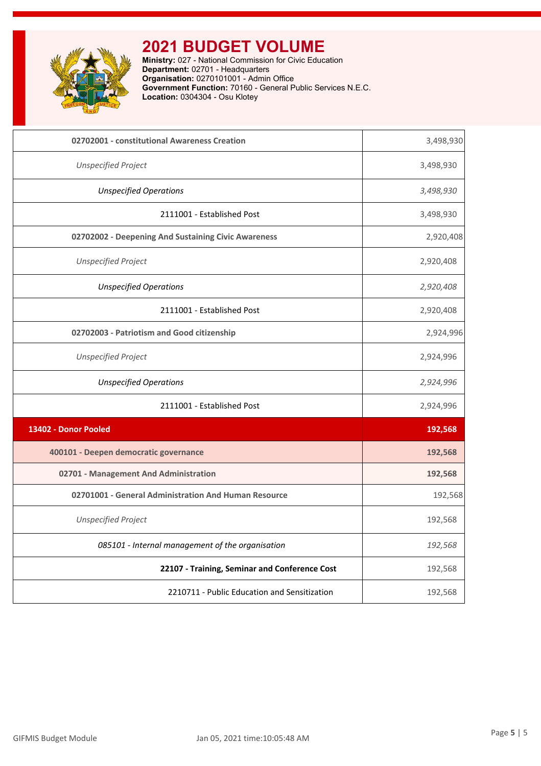# 2021 BUDGET VOLUME

**Ministry:** 027 - National Commission for Civic Education
**Department:** 02701 - Headquarters
**Organisation:** 0270101001 - Admin Office
**Government Function:** 70160 - General Public Services N.E.C.
**Location:** 0304304 - Osu Klotey

| | |
|---|---|
| **02702001 - constitutional Awareness Creation** | 3,498,930 |
| *Unspecified Project* | 3,498,930 |
| *Unspecified Operations* | *3,498,930* |
| 2111001 - Established Post | 3,498,930 |
| **02702002 - Deepening And Sustaining Civic Awareness** | 2,920,408 |
| *Unspecified Project* | 2,920,408 |
| *Unspecified Operations* | *2,920,408* |
| 2111001 - Established Post | 2,920,408 |
| **02702003 - Patriotism and Good citizenship** | 2,924,996 |
| *Unspecified Project* | 2,924,996 |
| *Unspecified Operations* | *2,924,996* |
| 2111001 - Established Post | 2,924,996 |
| **13402 - Donor Pooled** | **192,568** |
| **400101 - Deepen democratic governance** | **192,568** |
| **02701 - Management And Administration** | **192,568** |
| **02701001 - General Administration And Human Resource** | 192,568 |
| *Unspecified Project* | 192,568 |
| *085101 - Internal management of the organisation* | *192,568* |
| **22107 - Training, Seminar and Conference Cost** | 192,568 |
| 2210711 - Public Education and Sensitization | 192,568 |

GIFMIS Budget Module    Jan 05, 2021 time:10:05:48 AM